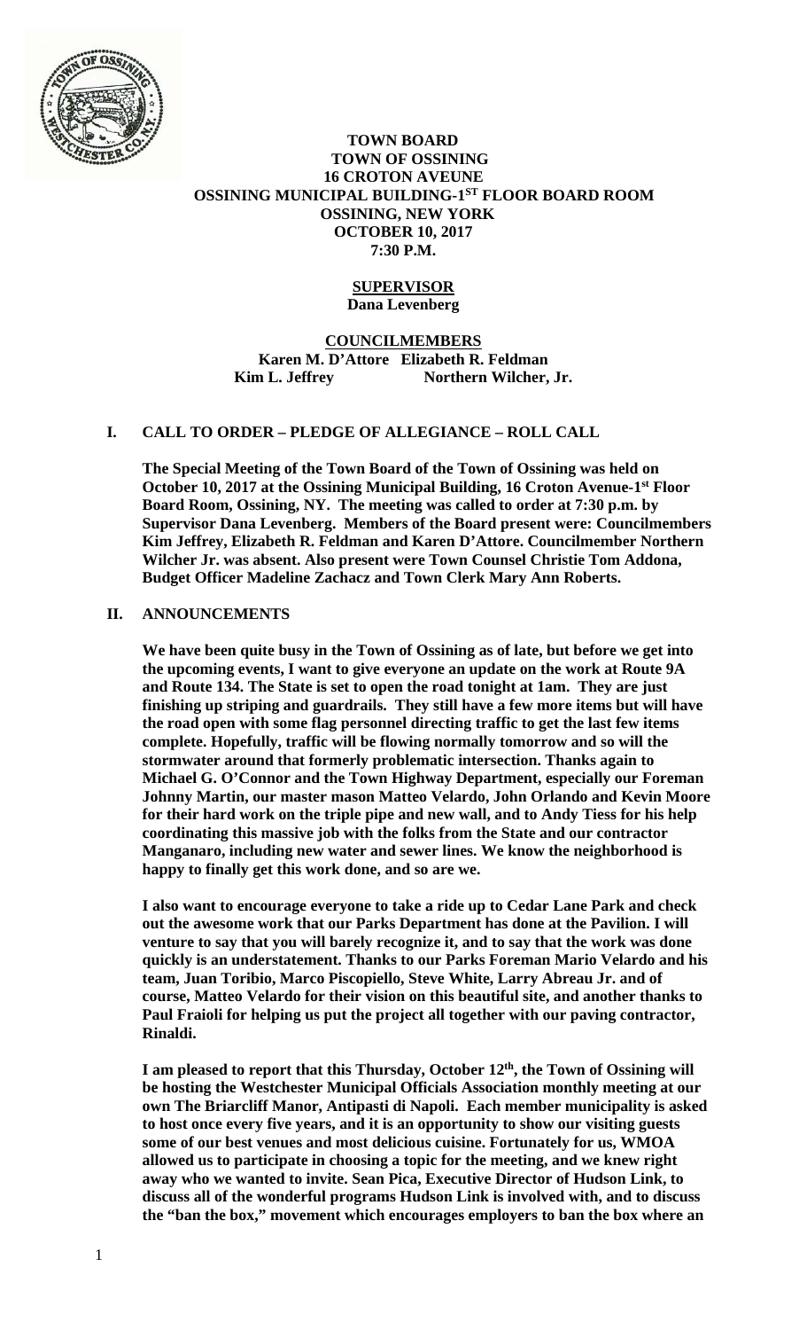**TOWN BOARD**
**TOWN OF OSSINING**
**16 CROTON AVEUNE**
**OSSINING MUNICIPAL BUILDING-1ST FLOOR BOARD ROOM**
**OSSINING, NEW YORK**
**OCTOBER 10, 2017**
**7:30 P.M.**

**SUPERVISOR**
**Dana Levenberg**

**COUNCILMEMBERS**
**Karen M. D'Attore Elizabeth R. Feldman**
**Kim L. Jeffrey Northern Wilcher, Jr.**

## I. CALL TO ORDER – PLEDGE OF ALLEGIANCE – ROLL CALL

**The Special Meeting of the Town Board of the Town of Ossining was held on October 10, 2017 at the Ossining Municipal Building, 16 Croton Avenue-1st Floor Board Room, Ossining, NY. The meeting was called to order at 7:30 p.m. by Supervisor Dana Levenberg. Members of the Board present were: Councilmembers Kim Jeffrey, Elizabeth R. Feldman and Karen D'Attore. Councilmember Northern Wilcher Jr. was absent. Also present were Town Counsel Christie Tom Addona, Budget Officer Madeline Zachacz and Town Clerk Mary Ann Roberts.**

## II. ANNOUNCEMENTS

**We have been quite busy in the Town of Ossining as of late, but before we get into the upcoming events, I want to give everyone an update on the work at Route 9A and Route 134. The State is set to open the road tonight at 1am. They are just finishing up striping and guardrails. They still have a few more items but will have the road open with some flag personnel directing traffic to get the last few items complete. Hopefully, traffic will be flowing normally tomorrow and so will the stormwater around that formerly problematic intersection. Thanks again to Michael G. O'Connor and the Town Highway Department, especially our Foreman Johnny Martin, our master mason Matteo Velardo, John Orlando and Kevin Moore for their hard work on the triple pipe and new wall, and to Andy Tiess for his help coordinating this massive job with the folks from the State and our contractor Manganaro, including new water and sewer lines. We know the neighborhood is happy to finally get this work done, and so are we.**

**I also want to encourage everyone to take a ride up to Cedar Lane Park and check out the awesome work that our Parks Department has done at the Pavilion. I will venture to say that you will barely recognize it, and to say that the work was done quickly is an understatement. Thanks to our Parks Foreman Mario Velardo and his team, Juan Toribio, Marco Piscopiello, Steve White, Larry Abreau Jr. and of course, Matteo Velardo for their vision on this beautiful site, and another thanks to Paul Fraioli for helping us put the project all together with our paving contractor, Rinaldi.**

**I am pleased to report that this Thursday, October 12th, the Town of Ossining will be hosting the Westchester Municipal Officials Association monthly meeting at our own The Briarcliff Manor, Antipasti di Napoli. Each member municipality is asked to host once every five years, and it is an opportunity to show our visiting guests some of our best venues and most delicious cuisine. Fortunately for us, WMOA allowed us to participate in choosing a topic for the meeting, and we knew right away who we wanted to invite. Sean Pica, Executive Director of Hudson Link, to discuss all of the wonderful programs Hudson Link is involved with, and to discuss the "ban the box," movement which encourages employers to ban the box where an**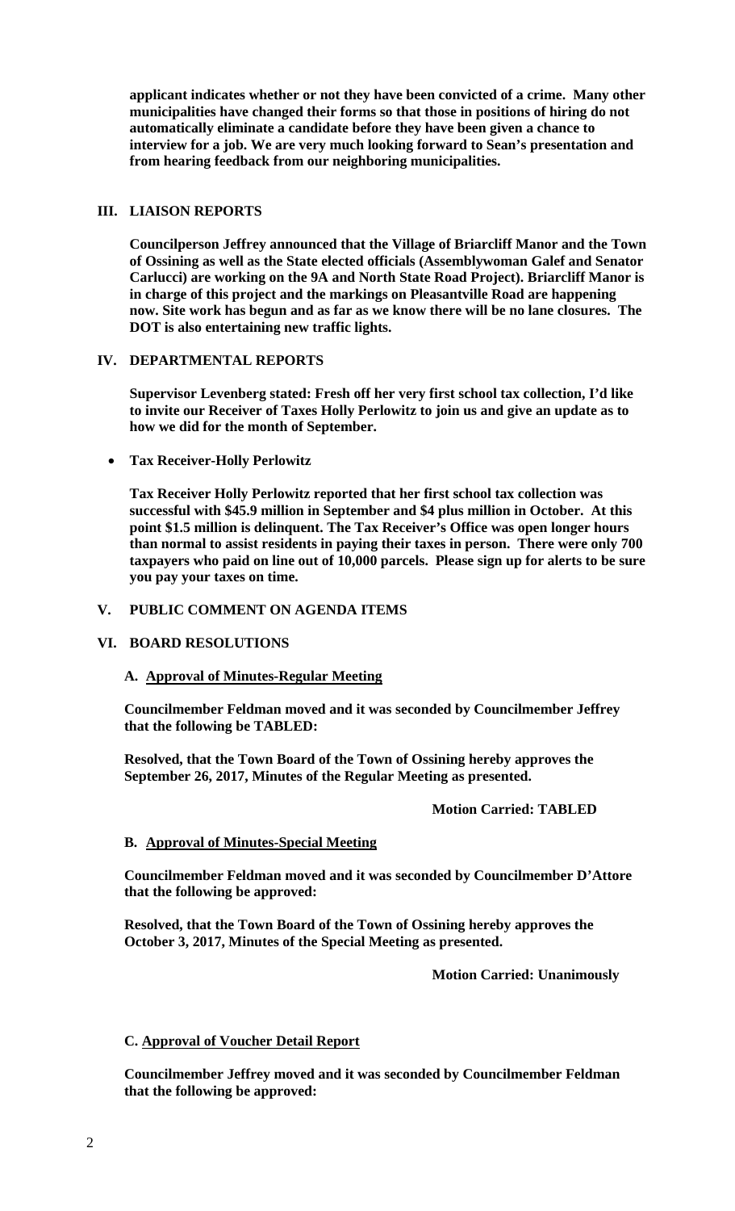**applicant indicates whether or not they have been convicted of a crime. Many other municipalities have changed their forms so that those in positions of hiring do not automatically eliminate a candidate before they have been given a chance to interview for a job. We are very much looking forward to Sean's presentation and from hearing feedback from our neighboring municipalities.**

## III. LIAISON REPORTS

**Councilperson Jeffrey announced that the Village of Briarcliff Manor and the Town of Ossining as well as the State elected officials (Assemblywoman Galef and Senator Carlucci) are working on the 9A and North State Road Project). Briarcliff Manor is in charge of this project and the markings on Pleasantville Road are happening now. Site work has begun and as far as we know there will be no lane closures. The DOT is also entertaining new traffic lights.**

## IV. DEPARTMENTAL REPORTS

**Supervisor Levenberg stated: Fresh off her very first school tax collection, I'd like to invite our Receiver of Taxes Holly Perlowitz to join us and give an update as to how we did for the month of September.**

- **Tax Receiver-Holly Perlowitz**

**Tax Receiver Holly Perlowitz reported that her first school tax collection was successful with $45.9 million in September and $4 plus million in October. At this point $1.5 million is delinquent. The Tax Receiver's Office was open longer hours than normal to assist residents in paying their taxes in person. There were only 700 taxpayers who paid on line out of 10,000 parcels. Please sign up for alerts to be sure you pay your taxes on time.**

## V. PUBLIC COMMENT ON AGENDA ITEMS

## VI. BOARD RESOLUTIONS

### A. Approval of Minutes-Regular Meeting

**Councilmember Feldman moved and it was seconded by Councilmember Jeffrey that the following be TABLED:**

**Resolved, that the Town Board of the Town of Ossining hereby approves the September 26, 2017, Minutes of the Regular Meeting as presented.**

**Motion Carried: TABLED**

### B. Approval of Minutes-Special Meeting

**Councilmember Feldman moved and it was seconded by Councilmember D'Attore that the following be approved:**

**Resolved, that the Town Board of the Town of Ossining hereby approves the October 3, 2017, Minutes of the Special Meeting as presented.**

**Motion Carried: Unanimously**

### C. Approval of Voucher Detail Report

**Councilmember Jeffrey moved and it was seconded by Councilmember Feldman that the following be approved:**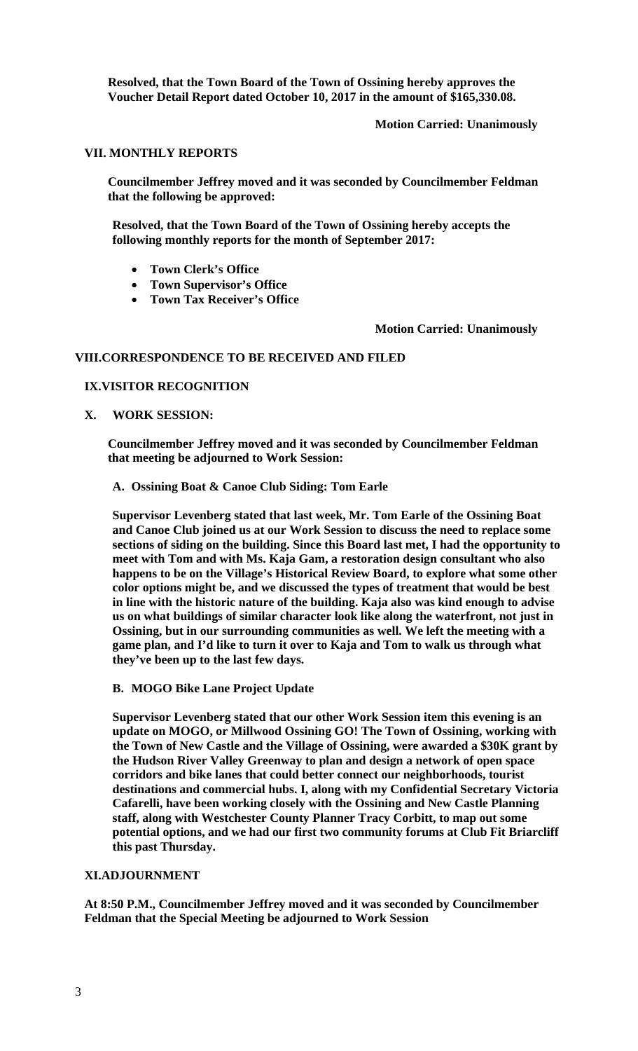**Resolved, that the Town Board of the Town of Ossining hereby approves the Voucher Detail Report dated October 10, 2017 in the amount of $165,330.08.**

**Motion Carried: Unanimously**

## VII. MONTHLY REPORTS

**Councilmember Jeffrey moved and it was seconded by Councilmember Feldman that the following be approved:**

**Resolved, that the Town Board of the Town of Ossining hereby accepts the following monthly reports for the month of September 2017:**

- **Town Clerk's Office**
- **Town Supervisor's Office**
- **Town Tax Receiver's Office**

**Motion Carried: Unanimously**

## VIII.CORRESPONDENCE TO BE RECEIVED AND FILED

## IX.VISITOR RECOGNITION

## X. WORK SESSION:

**Councilmember Jeffrey moved and it was seconded by Councilmember Feldman that meeting be adjourned to Work Session:**

### A. Ossining Boat & Canoe Club Siding: Tom Earle

**Supervisor Levenberg stated that last week, Mr. Tom Earle of the Ossining Boat and Canoe Club joined us at our Work Session to discuss the need to replace some sections of siding on the building. Since this Board last met, I had the opportunity to meet with Tom and with Ms. Kaja Gam, a restoration design consultant who also happens to be on the Village's Historical Review Board, to explore what some other color options might be, and we discussed the types of treatment that would be best in line with the historic nature of the building. Kaja also was kind enough to advise us on what buildings of similar character look like along the waterfront, not just in Ossining, but in our surrounding communities as well. We left the meeting with a game plan, and I'd like to turn it over to Kaja and Tom to walk us through what they've been up to the last few days.**

### B. MOGO Bike Lane Project Update

**Supervisor Levenberg stated that our other Work Session item this evening is an update on MOGO, or Millwood Ossining GO! The Town of Ossining, working with the Town of New Castle and the Village of Ossining, were awarded a $30K grant by the Hudson River Valley Greenway to plan and design a network of open space corridors and bike lanes that could better connect our neighborhoods, tourist destinations and commercial hubs. I, along with my Confidential Secretary Victoria Cafarelli, have been working closely with the Ossining and New Castle Planning staff, along with Westchester County Planner Tracy Corbitt, to map out some potential options, and we had our first two community forums at Club Fit Briarcliff this past Thursday.**

## XI.ADJOURNMENT

**At 8:50 P.M., Councilmember Jeffrey moved and it was seconded by Councilmember Feldman that the Special Meeting be adjourned to Work Session**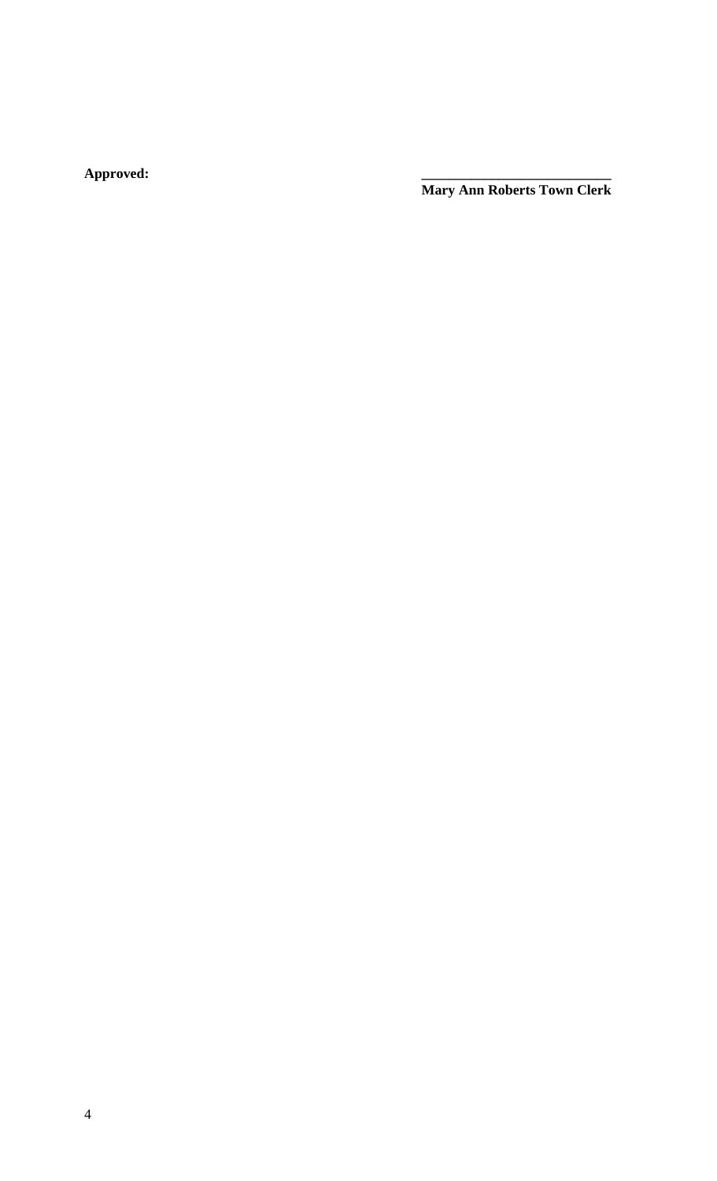**Approved:** ___________________________

**Mary Ann Roberts Town Clerk**